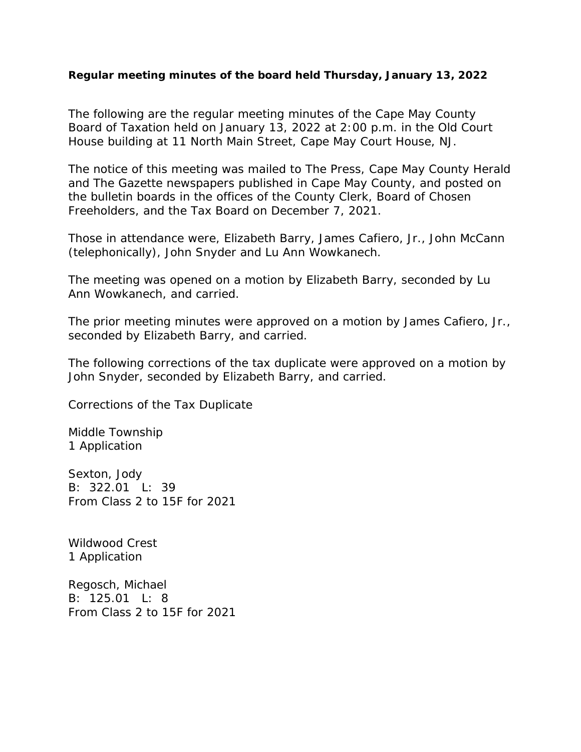**Regular meeting minutes of the board held Thursday, January 13, 2022**

The following are the regular meeting minutes of the Cape May County Board of Taxation held on January 13, 2022 at 2:00 p.m. in the Old Court House building at 11 North Main Street, Cape May Court House, NJ.

The notice of this meeting was mailed to The Press, Cape May County Herald and The Gazette newspapers published in Cape May County, and posted on the bulletin boards in the offices of the County Clerk, Board of Chosen Freeholders, and the Tax Board on December 7, 2021.

Those in attendance were, Elizabeth Barry, James Cafiero, Jr., John McCann (telephonically), John Snyder and Lu Ann Wowkanech.

The meeting was opened on a motion by Elizabeth Barry, seconded by Lu Ann Wowkanech, and carried.

The prior meeting minutes were approved on a motion by James Cafiero, Jr., seconded by Elizabeth Barry, and carried.

The following corrections of the tax duplicate were approved on a motion by John Snyder, seconded by Elizabeth Barry, and carried.

Corrections of the Tax Duplicate

Middle Township
1 Application

Sexton, Jody
B: 322.01 L: 39
From Class 2 to 15F for 2021

Wildwood Crest
1 Application

Regosch, Michael
B: 125.01 L: 8
From Class 2 to 15F for 2021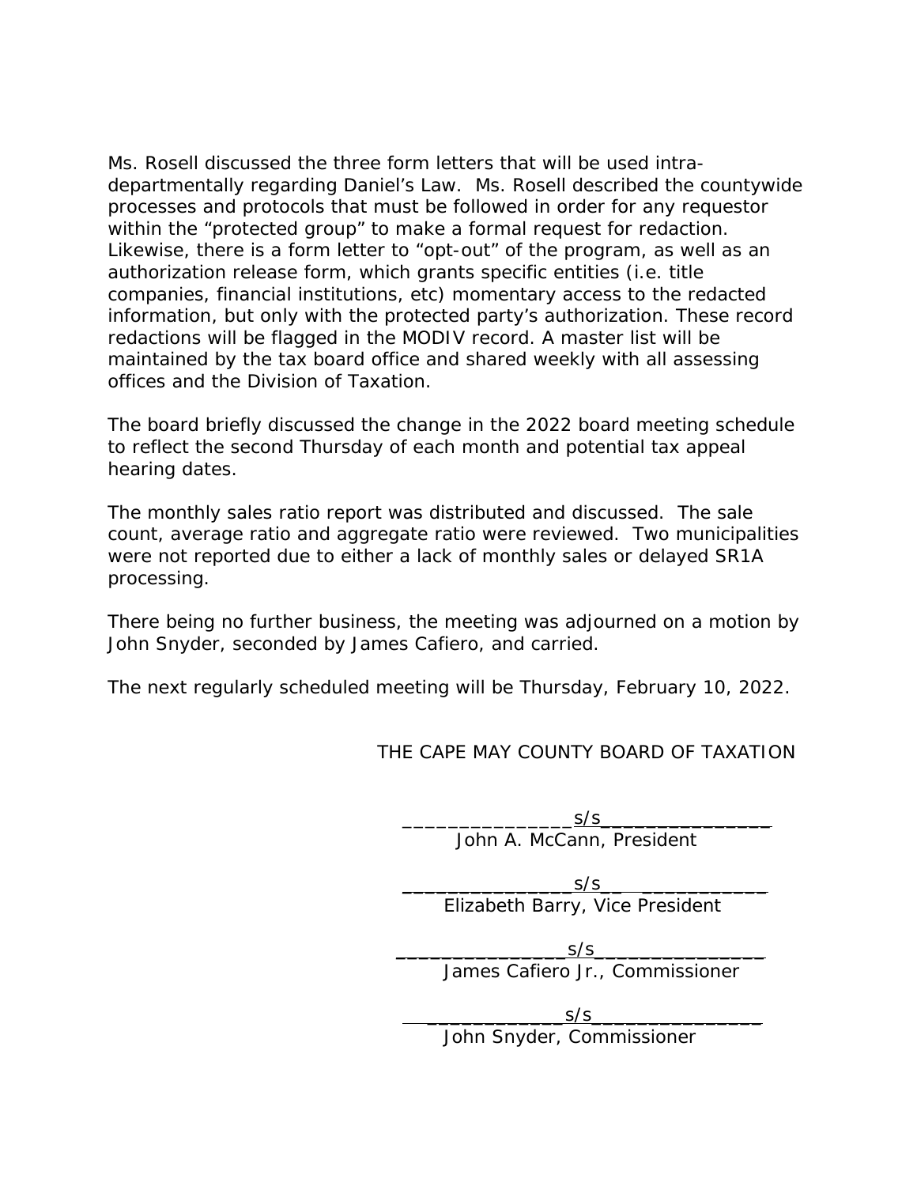Ms. Rosell discussed the three form letters that will be used intra-departmentally regarding Daniel's Law. Ms. Rosell described the countywide processes and protocols that must be followed in order for any requestor within the "protected group" to make a formal request for redaction. Likewise, there is a form letter to "opt-out" of the program, as well as an authorization release form, which grants specific entities (i.e. title companies, financial institutions, etc) momentary access to the redacted information, but only with the protected party's authorization. These record redactions will be flagged in the MODIV record. A master list will be maintained by the tax board office and shared weekly with all assessing offices and the Division of Taxation.

The board briefly discussed the change in the 2022 board meeting schedule to reflect the second Thursday of each month and potential tax appeal hearing dates.

The monthly sales ratio report was distributed and discussed. The sale count, average ratio and aggregate ratio were reviewed. Two municipalities were not reported due to either a lack of monthly sales or delayed SR1A processing.

There being no further business, the meeting was adjourned on a motion by John Snyder, seconded by James Cafiero, and carried.

The next regularly scheduled meeting will be Thursday, February 10, 2022.

THE CAPE MAY COUNTY BOARD OF TAXATION

_______________s/s_______________
John A. McCann, President

_______________s/s_______________
Elizabeth Barry, Vice President

_______________s/s_______________
James Cafiero Jr., Commissioner

_______________s/s_______________
John Snyder, Commissioner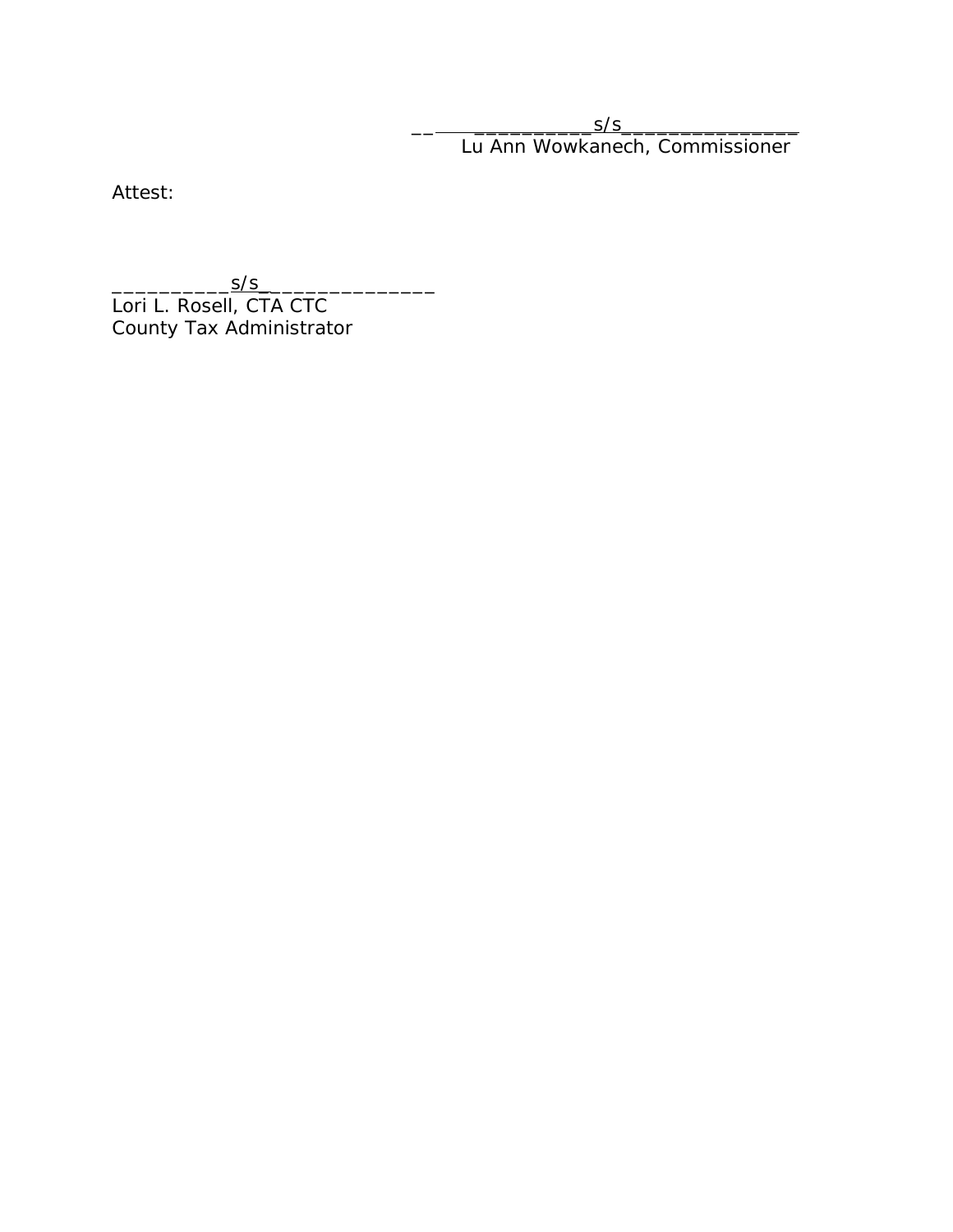__________s/s______________

Lu Ann Wowkanech, Commissioner

Attest:

__________s/s______________

Lori L. Rosell, CTA CTC

County Tax Administrator